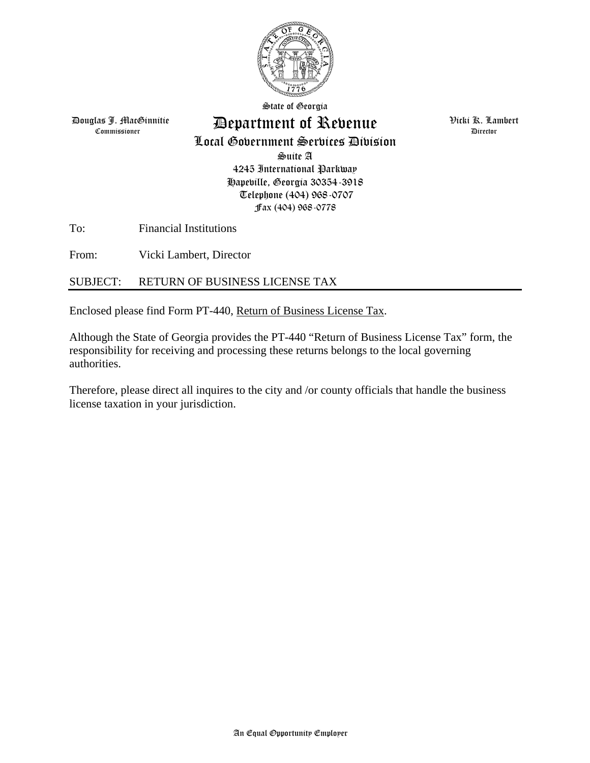State of Georgia

# Department of Revenue

## Local Government Services Division

Douglas J. MacGinnitie
Commissioner

Vicki R. Lambert
Director

Suite A
4245 International Parkway
Hapeville, Georgia 30354-3918
Telephone (404) 968-0707
Fax (404) 968-0778

To: Financial Institutions

From: Vicki Lambert, Director

SUBJECT: RETURN OF BUSINESS LICENSE TAX

---

Enclosed please find Form PT-440, Return of Business License Tax.

Although the State of Georgia provides the PT-440 "Return of Business License Tax" form, the responsibility for receiving and processing these returns belongs to the local governing authorities.

Therefore, please direct all inquires to the city and /or county officials that handle the business license taxation in your jurisdiction.

An Equal Opportunity Employer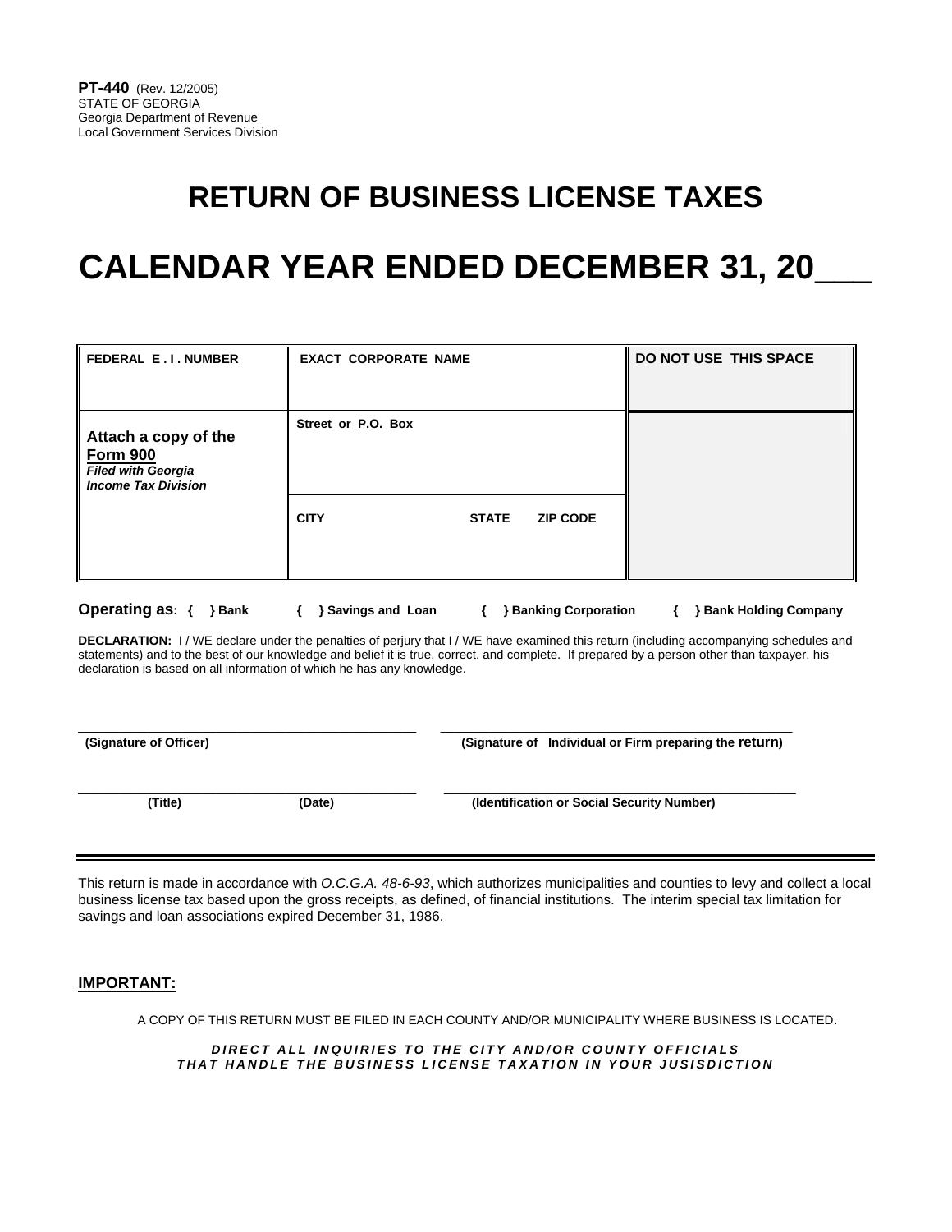**PT-440** (Rev. 12/2005)
STATE OF GEORGIA
Georgia Department of Revenue
Local Government Services Division

# RETURN OF BUSINESS LICENSE TAXES

# CALENDAR YEAR ENDED DECEMBER 31, 20___

| FEDERAL E . I . NUMBER | EXACT CORPORATE NAME | DO NOT USE THIS SPACE |
|---|---|---|
| **Attach a copy of the Form 900** ***Filed with Georgia Income Tax Division*** | Street or P.O. Box | |
| | CITY STATE ZIP CODE | |

**Operating as:** { } Bank { } Savings and Loan { } Banking Corporation { } Bank Holding Company

**DECLARATION:** I / WE declare under the penalties of perjury that I / WE have examined this return (including accompanying schedules and statements) and to the best of our knowledge and belief it is true, correct, and complete. If prepared by a person other than taxpayer, his declaration is based on all information of which he has any knowledge.

______________________________ (Signature of Officer)

______________________________ (Signature of Individual or Firm preparing the return)

______________________________ (Title) (Date)

______________________________ (Identification or Social Security Number)

---

This return is made in accordance with *O.C.G.A. 48-6-93*, which authorizes municipalities and counties to levy and collect a local business license tax based upon the gross receipts, as defined, of financial institutions. The interim special tax limitation for savings and loan associations expired December 31, 1986.

**IMPORTANT:**

A COPY OF THIS RETURN MUST BE FILED IN EACH COUNTY AND/OR MUNICIPALITY WHERE BUSINESS IS LOCATED.

***DIRECT ALL INQUIRIES TO THE CITY AND/OR COUNTY OFFICIALS THAT HANDLE THE BUSINESS LICENSE TAXATION IN YOUR JUSISDICTION***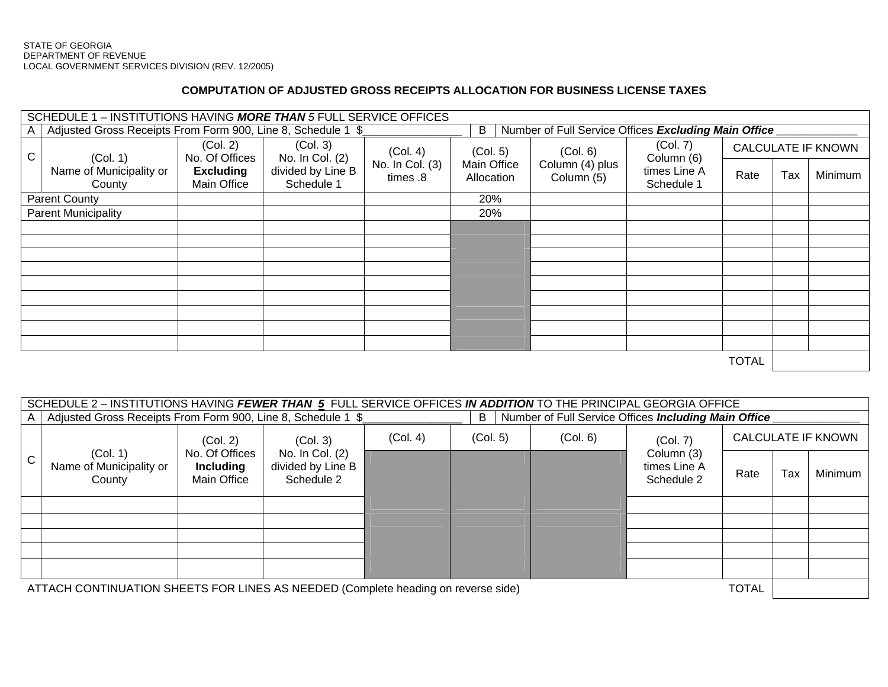STATE OF GEORGIA
DEPARTMENT OF REVENUE
LOCAL GOVERNMENT SERVICES DIVISION (REV. 12/2005)

## COMPUTATION OF ADJUSTED GROSS RECEIPTS ALLOCATION FOR BUSINESS LICENSE TAXES

SCHEDULE 1 – INSTITUTIONS HAVING ***MORE THAN*** *5* FULL SERVICE OFFICES

A | Adjusted Gross Receipts From Form 900, Line 8, Schedule 1 $_______________ &nbsp;&nbsp; B | Number of Full Service Offices ***Excluding Main Office*** ____________

| C (Col. 1) Name of Municipality or County | (Col. 2) No. Of Offices **Excluding** Main Office | (Col. 3) No. In Col. (2) divided by Line B Schedule 1 | (Col. 4) No. In Col. (3) times .8 | (Col. 5) Main Office Allocation | (Col. 6) Column (4) plus Column (5) | (Col. 7) Column (6) times Line A Schedule 1 | CALCULATE IF KNOWN | | |
|---|---|---|---|---|---|---|---|---|---|
| | | | | | | | Rate | Tax | Minimum |
| Parent County | | | | 20% | | | | | |
| Parent Municipality | | | | 20% | | | | | |
| | | | | | | | | | |
| | | | | | | | | | |
| | | | | | | | | | |
| | | | | | | | | | |
| | | | | | | | | | |
| | | | | | | | | | |
| | | | | | | | | | |
| | | | | | | | | | |
| | | | | | | | | | |
| | | | | | | | TOTAL | | |

SCHEDULE 2 – INSTITUTIONS HAVING ***FEWER THAN 5*** FULL SERVICE OFFICES ***IN ADDITION*** TO THE PRINCIPAL GEORGIA OFFICE

A | Adjusted Gross Receipts From Form 900, Line 8, Schedule 1 $_______________ &nbsp;&nbsp; B | Number of Full Service Offices ***Including Main Office*** _____________

| C | (Col. 1) Name of Municipality or County | (Col. 2) No. Of Offices **Including** Main Office | (Col. 3) No. In Col. (2) divided by Line B Schedule 2 | (Col. 4) | (Col. 5) | (Col. 6) | (Col. 7) Column (3) times Line A Schedule 2 | CALCULATE IF KNOWN | | |
|---|---|---|---|---|---|---|---|---|---|---|
| | | | | | | | | Rate | Tax | Minimum |
| | | | | | | | | | | |
| | | | | | | | | | | |
| | | | | | | | | | | |
| | | | | | | | | | | |
| | | | | | | | | | | |
| | | | | | | | | TOTAL | | |

ATTACH CONTINUATION SHEETS FOR LINES AS NEEDED (Complete heading on reverse side)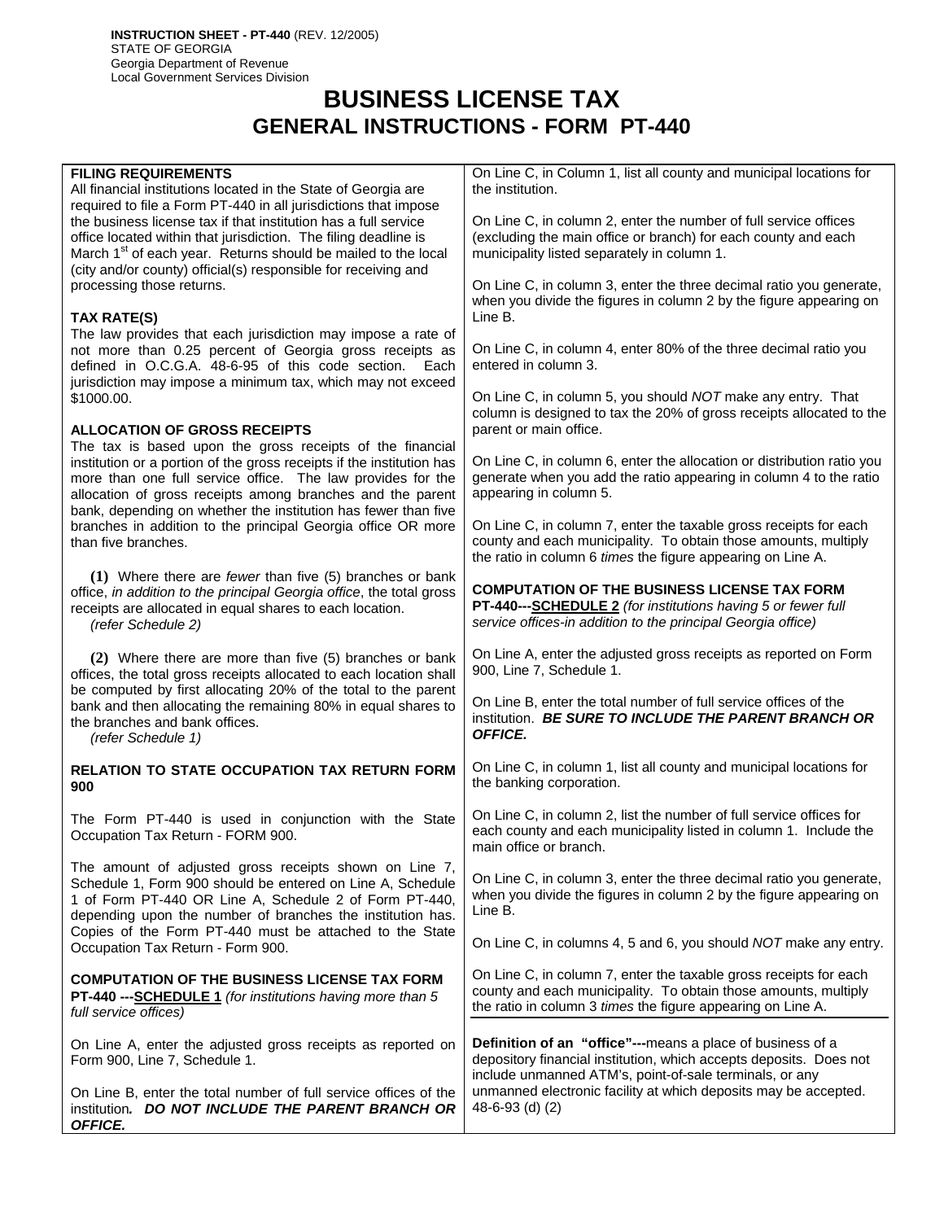**INSTRUCTION SHEET - PT-440** (REV. 12/2005)
STATE OF GEORGIA
Georgia Department of Revenue
Local Government Services Division

# BUSINESS LICENSE TAX
## GENERAL INSTRUCTIONS - FORM PT-440

**FILING REQUIREMENTS**
All financial institutions located in the State of Georgia are required to file a Form PT-440 in all jurisdictions that impose the business license tax if that institution has a full service office located within that jurisdiction. The filing deadline is March 1st of each year. Returns should be mailed to the local (city and/or county) official(s) responsible for receiving and processing those returns.

**TAX RATE(S)**
The law provides that each jurisdiction may impose a rate of not more than 0.25 percent of Georgia gross receipts as defined in O.C.G.A. 48-6-95 of this code section. Each jurisdiction may impose a minimum tax, which may not exceed $1000.00.

**ALLOCATION OF GROSS RECEIPTS**
The tax is based upon the gross receipts of the financial institution or a portion of the gross receipts if the institution has more than one full service office. The law provides for the allocation of gross receipts among branches and the parent bank, depending on whether the institution has fewer than five branches in addition to the principal Georgia office OR more than five branches.

**(1)** Where there are *fewer* than five (5) branches or bank office, *in addition to the principal Georgia office*, the total gross receipts are allocated in equal shares to each location. *(refer Schedule 2)*

**(2)** Where there are more than five (5) branches or bank offices, the total gross receipts allocated to each location shall be computed by first allocating 20% of the total to the parent bank and then allocating the remaining 80% in equal shares to the branches and bank offices. *(refer Schedule 1)*

**RELATION TO STATE OCCUPATION TAX RETURN FORM 900**

The Form PT-440 is used in conjunction with the State Occupation Tax Return - FORM 900.

The amount of adjusted gross receipts shown on Line 7, Schedule 1, Form 900 should be entered on Line A, Schedule 1 of Form PT-440 OR Line A, Schedule 2 of Form PT-440, depending upon the number of branches the institution has. Copies of the Form PT-440 must be attached to the State Occupation Tax Return - Form 900.

**COMPUTATION OF THE BUSINESS LICENSE TAX FORM PT-440 ---SCHEDULE 1** *(for institutions having more than 5 full service offices)*

On Line A, enter the adjusted gross receipts as reported on Form 900, Line 7, Schedule 1.

On Line B, enter the total number of full service offices of the institution. ***DO NOT INCLUDE THE PARENT BRANCH OR OFFICE.***

On Line C, in Column 1, list all county and municipal locations for the institution.

On Line C, in column 2, enter the number of full service offices (excluding the main office or branch) for each county and each municipality listed separately in column 1.

On Line C, in column 3, enter the three decimal ratio you generate, when you divide the figures in column 2 by the figure appearing on Line B.

On Line C, in column 4, enter 80% of the three decimal ratio you entered in column 3.

On Line C, in column 5, you should *NOT* make any entry. That column is designed to tax the 20% of gross receipts allocated to the parent or main office.

On Line C, in column 6, enter the allocation or distribution ratio you generate when you add the ratio appearing in column 4 to the ratio appearing in column 5.

On Line C, in column 7, enter the taxable gross receipts for each county and each municipality. To obtain those amounts, multiply the ratio in column 6 *times* the figure appearing on Line A.

**COMPUTATION OF THE BUSINESS LICENSE TAX FORM PT-440---SCHEDULE 2** *(for institutions having 5 or fewer full service offices-in addition to the principal Georgia office)*

On Line A, enter the adjusted gross receipts as reported on Form 900, Line 7, Schedule 1.

On Line B, enter the total number of full service offices of the institution. ***BE SURE TO INCLUDE THE PARENT BRANCH OR OFFICE.***

On Line C, in column 1, list all county and municipal locations for the banking corporation.

On Line C, in column 2, list the number of full service offices for each county and each municipality listed in column 1. Include the main office or branch.

On Line C, in column 3, enter the three decimal ratio you generate, when you divide the figures in column 2 by the figure appearing on Line B.

On Line C, in columns 4, 5 and 6, you should *NOT* make any entry.

On Line C, in column 7, enter the taxable gross receipts for each county and each municipality. To obtain those amounts, multiply the ratio in column 3 *times* the figure appearing on Line A.

**Definition of an "office"---**means a place of business of a depository financial institution, which accepts deposits. Does not include unmanned ATM's, point-of-sale terminals, or any unmanned electronic facility at which deposits may be accepted. 48-6-93 (d) (2)